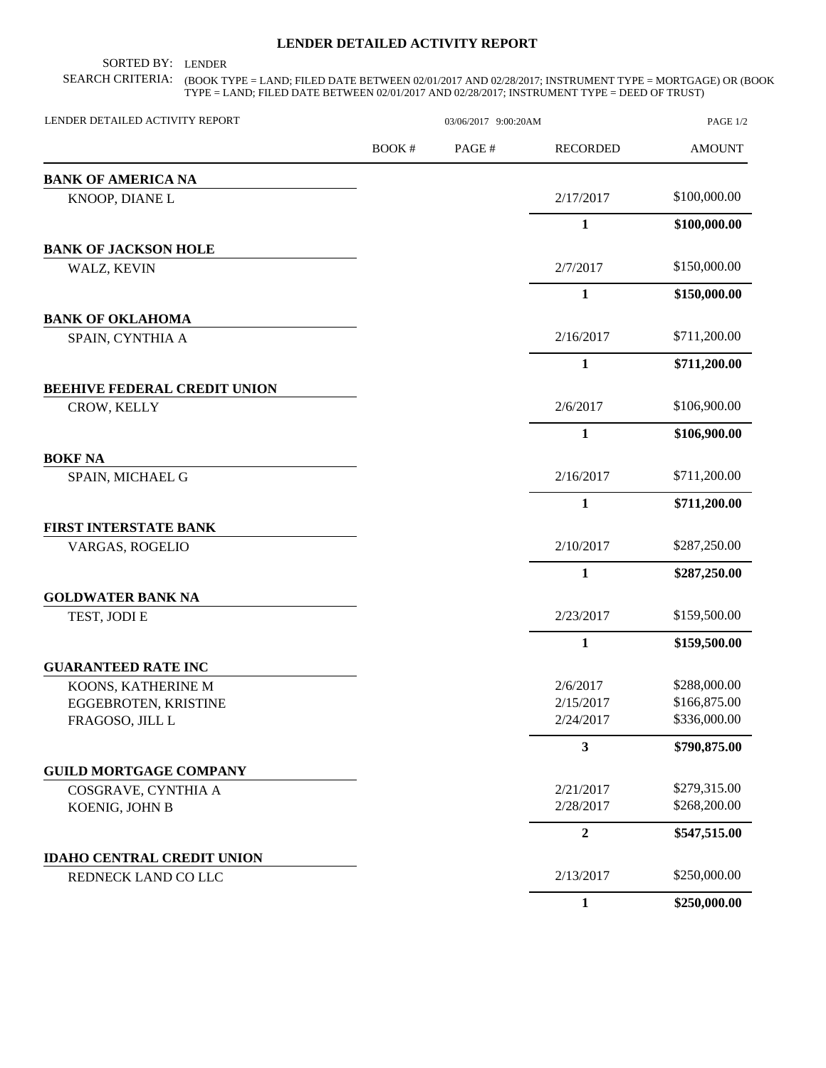# LENDER DETAILED ACTIVITY REPORT

SORTED BY: LENDER

SEARCH CRITERIA: (BOOK TYPE = LAND; FILED DATE BETWEEN 02/01/2017 AND 02/28/2017; INSTRUMENT TYPE = MORTGAGE) OR (BOOK TYPE = LAND; FILED DATE BETWEEN 02/01/2017 AND 02/28/2017; INSTRUMENT TYPE = DEED OF TRUST)

LENDER DETAILED ACTIVITY REPORT — 03/06/2017 9:00:20AM

| | BOOK # | PAGE # | RECORDED | AMOUNT |
|---|---|---|---|---|
| **BANK OF AMERICA NA** | | | | |
| KNOOP, DIANE L | | | 2/17/2017 | $100,000.00 |
| | | | **1** | **$100,000.00** |
| **BANK OF JACKSON HOLE** | | | | |
| WALZ, KEVIN | | | 2/7/2017 | $150,000.00 |
| | | | **1** | **$150,000.00** |
| **BANK OF OKLAHOMA** | | | | |
| SPAIN, CYNTHIA A | | | 2/16/2017 | $711,200.00 |
| | | | **1** | **$711,200.00** |
| **BEEHIVE FEDERAL CREDIT UNION** | | | | |
| CROW, KELLY | | | 2/6/2017 | $106,900.00 |
| | | | **1** | **$106,900.00** |
| **BOKF NA** | | | | |
| SPAIN, MICHAEL G | | | 2/16/2017 | $711,200.00 |
| | | | **1** | **$711,200.00** |
| **FIRST INTERSTATE BANK** | | | | |
| VARGAS, ROGELIO | | | 2/10/2017 | $287,250.00 |
| | | | **1** | **$287,250.00** |
| **GOLDWATER BANK NA** | | | | |
| TEST, JODI E | | | 2/23/2017 | $159,500.00 |
| | | | **1** | **$159,500.00** |
| **GUARANTEED RATE INC** | | | | |
| KOONS, KATHERINE M | | | 2/6/2017 | $288,000.00 |
| EGGEBROTEN, KRISTINE | | | 2/15/2017 | $166,875.00 |
| FRAGOSO, JILL L | | | 2/24/2017 | $336,000.00 |
| | | | **3** | **$790,875.00** |
| **GUILD MORTGAGE COMPANY** | | | | |
| COSGRAVE, CYNTHIA A | | | 2/21/2017 | $279,315.00 |
| KOENIG, JOHN B | | | 2/28/2017 | $268,200.00 |
| | | | **2** | **$547,515.00** |
| **IDAHO CENTRAL CREDIT UNION** | | | | |
| REDNECK LAND CO LLC | | | 2/13/2017 | $250,000.00 |
| | | | **1** | **$250,000.00** |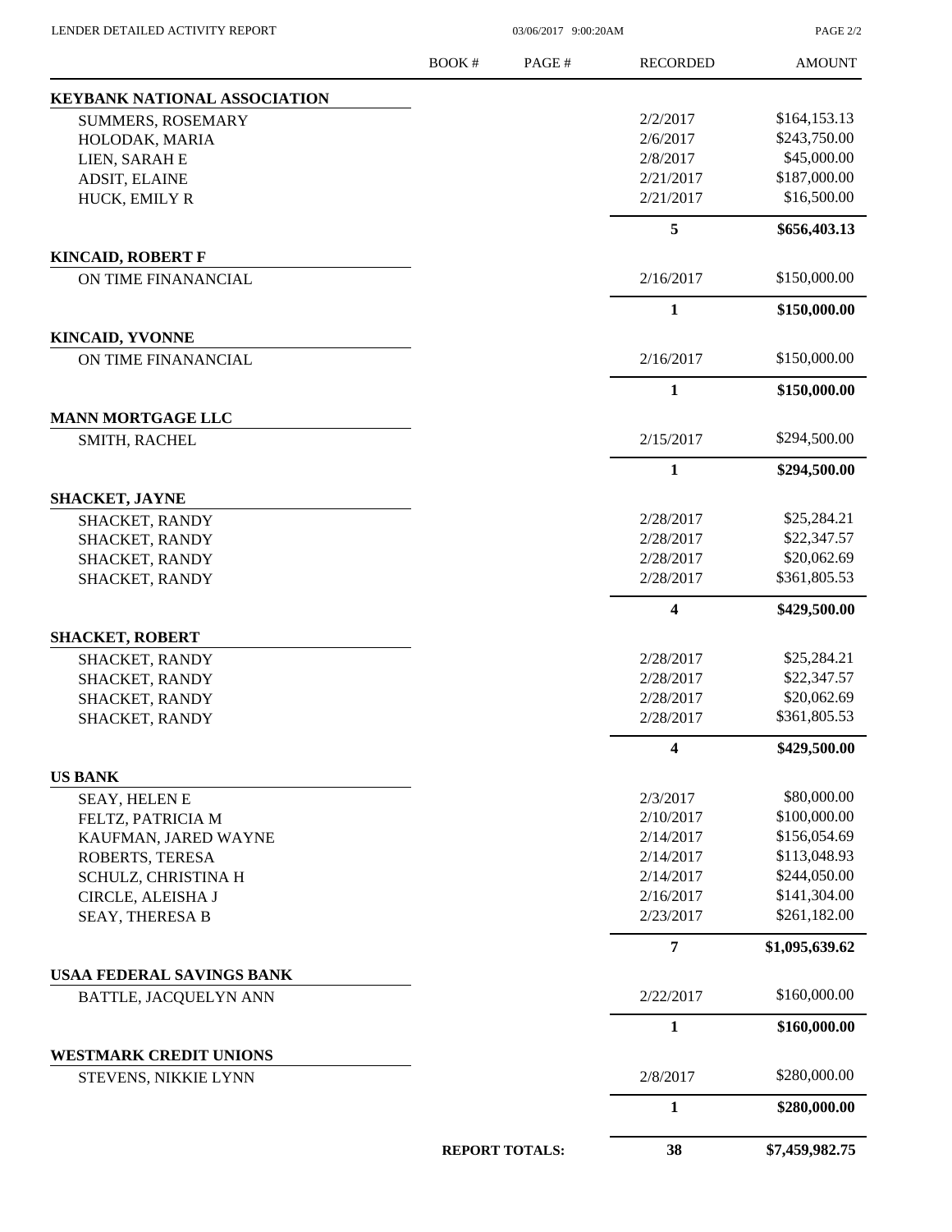| | BOOK # | PAGE # | RECORDED | AMOUNT |
|---|---|---|---|---|
| **KEYBANK NATIONAL ASSOCIATION** | | | | |
| SUMMERS, ROSEMARY | | | 2/2/2017 | $164,153.13 |
| HOLODAK, MARIA | | | 2/6/2017 | $243,750.00 |
| LIEN, SARAH E | | | 2/8/2017 | $45,000.00 |
| ADSIT, ELAINE | | | 2/21/2017 | $187,000.00 |
| HUCK, EMILY R | | | 2/21/2017 | $16,500.00 |
| | | | **5** | **$656,403.13** |
| **KINCAID, ROBERT F** | | | | |
| ON TIME FINANANCIAL | | | 2/16/2017 | $150,000.00 |
| | | | **1** | **$150,000.00** |
| **KINCAID, YVONNE** | | | | |
| ON TIME FINANANCIAL | | | 2/16/2017 | $150,000.00 |
| | | | **1** | **$150,000.00** |
| **MANN MORTGAGE LLC** | | | | |
| SMITH, RACHEL | | | 2/15/2017 | $294,500.00 |
| | | | **1** | **$294,500.00** |
| **SHACKET, JAYNE** | | | | |
| SHACKET, RANDY | | | 2/28/2017 | $25,284.21 |
| SHACKET, RANDY | | | 2/28/2017 | $22,347.57 |
| SHACKET, RANDY | | | 2/28/2017 | $20,062.69 |
| SHACKET, RANDY | | | 2/28/2017 | $361,805.53 |
| | | | **4** | **$429,500.00** |
| **SHACKET, ROBERT** | | | | |
| SHACKET, RANDY | | | 2/28/2017 | $25,284.21 |
| SHACKET, RANDY | | | 2/28/2017 | $22,347.57 |
| SHACKET, RANDY | | | 2/28/2017 | $20,062.69 |
| SHACKET, RANDY | | | 2/28/2017 | $361,805.53 |
| | | | **4** | **$429,500.00** |
| **US BANK** | | | | |
| SEAY, HELEN E | | | 2/3/2017 | $80,000.00 |
| FELTZ, PATRICIA M | | | 2/10/2017 | $100,000.00 |
| KAUFMAN, JARED WAYNE | | | 2/14/2017 | $156,054.69 |
| ROBERTS, TERESA | | | 2/14/2017 | $113,048.93 |
| SCHULZ, CHRISTINA H | | | 2/14/2017 | $244,050.00 |
| CIRCLE, ALEISHA J | | | 2/16/2017 | $141,304.00 |
| SEAY, THERESA B | | | 2/23/2017 | $261,182.00 |
| | | | **7** | **$1,095,639.62** |
| **USAA FEDERAL SAVINGS BANK** | | | | |
| BATTLE, JACQUELYN ANN | | | 2/22/2017 | $160,000.00 |
| | | | **1** | **$160,000.00** |
| **WESTMARK CREDIT UNIONS** | | | | |
| STEVENS, NIKKIE LYNN | | | 2/8/2017 | $280,000.00 |
| | | | **1** | **$280,000.00** |
| | **REPORT TOTALS:** | | **38** | **$7,459,982.75** |